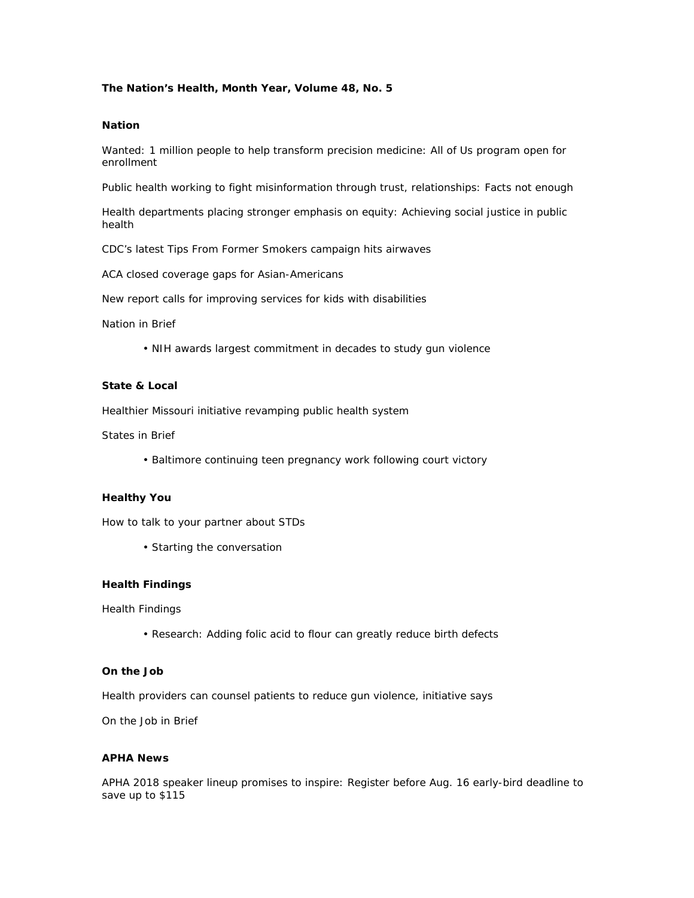**The Nation's Health, Month Year, Volume 48, No. 5**

## Nation

Wanted: 1 million people to help transform precision medicine: All of Us program open for enrollment

Public health working to fight misinformation through trust, relationships: Facts not enough

Health departments placing stronger emphasis on equity: Achieving social justice in public health

CDC's latest Tips From Former Smokers campaign hits airwaves

ACA closed coverage gaps for Asian-Americans

New report calls for improving services for kids with disabilities

Nation in Brief

- NIH awards largest commitment in decades to study gun violence

## State & Local

Healthier Missouri initiative revamping public health system

States in Brief

- Baltimore continuing teen pregnancy work following court victory

## Healthy You

How to talk to your partner about STDs

- Starting the conversation

## Health Findings

Health Findings

- Research: Adding folic acid to flour can greatly reduce birth defects

## On the Job

Health providers can counsel patients to reduce gun violence, initiative says

On the Job in Brief

## APHA News

APHA 2018 speaker lineup promises to inspire: Register before Aug. 16 early-bird deadline to save up to $115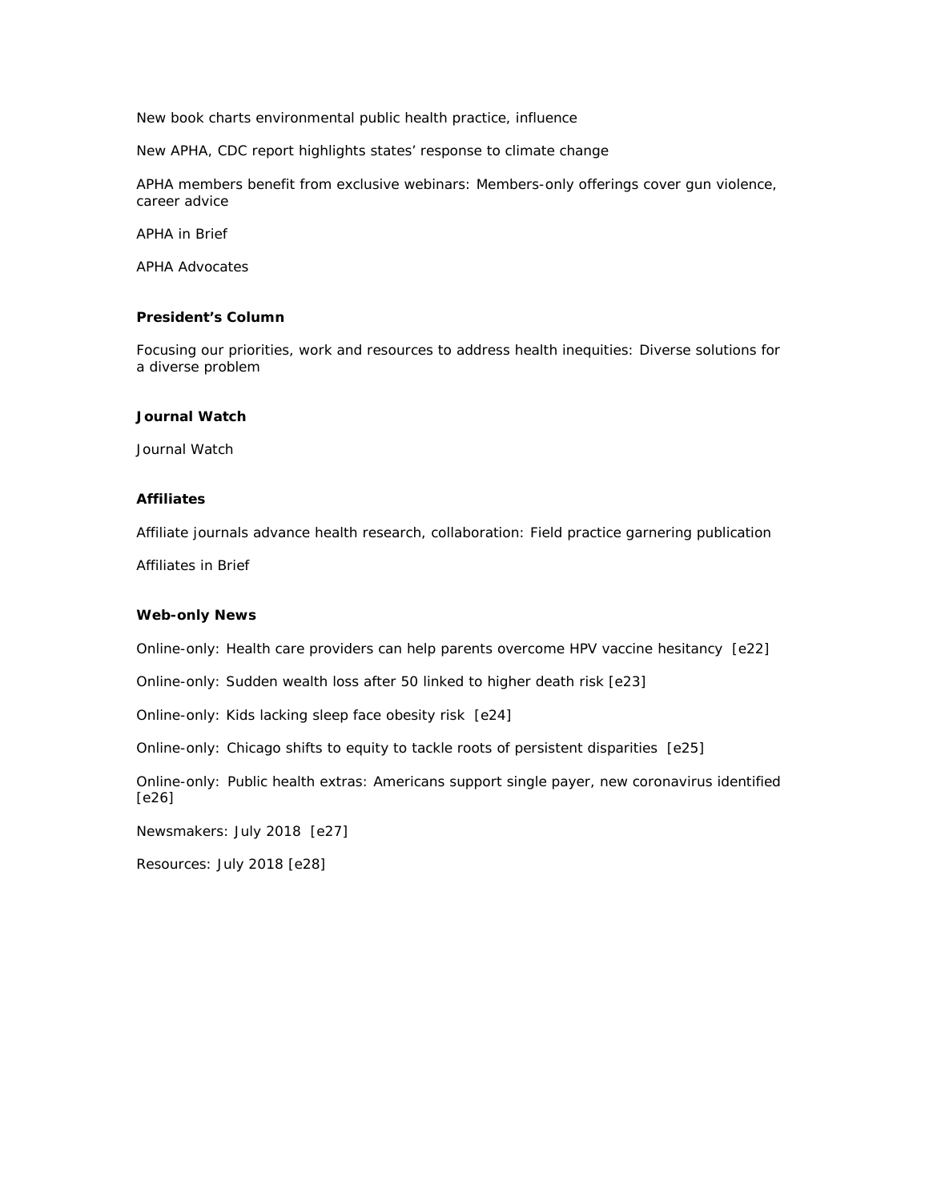New book charts environmental public health practice, influence

New APHA, CDC report highlights states' response to climate change

APHA members benefit from exclusive webinars: Members-only offerings cover gun violence, career advice

APHA in Brief

APHA Advocates

**President's Column**

Focusing our priorities, work and resources to address health inequities: Diverse solutions for a diverse problem

**Journal Watch**

Journal Watch

**Affiliates**

Affiliate journals advance health research, collaboration: Field practice garnering publication

Affiliates in Brief

**Web-only News**

Online-only: Health care providers can help parents overcome HPV vaccine hesitancy [e22]

Online-only: Sudden wealth loss after 50 linked to higher death risk [e23]

Online-only: Kids lacking sleep face obesity risk [e24]

Online-only: Chicago shifts to equity to tackle roots of persistent disparities [e25]

Online-only: Public health extras: Americans support single payer, new coronavirus identified [e26]

Newsmakers: July 2018 [e27]

Resources: July 2018 [e28]